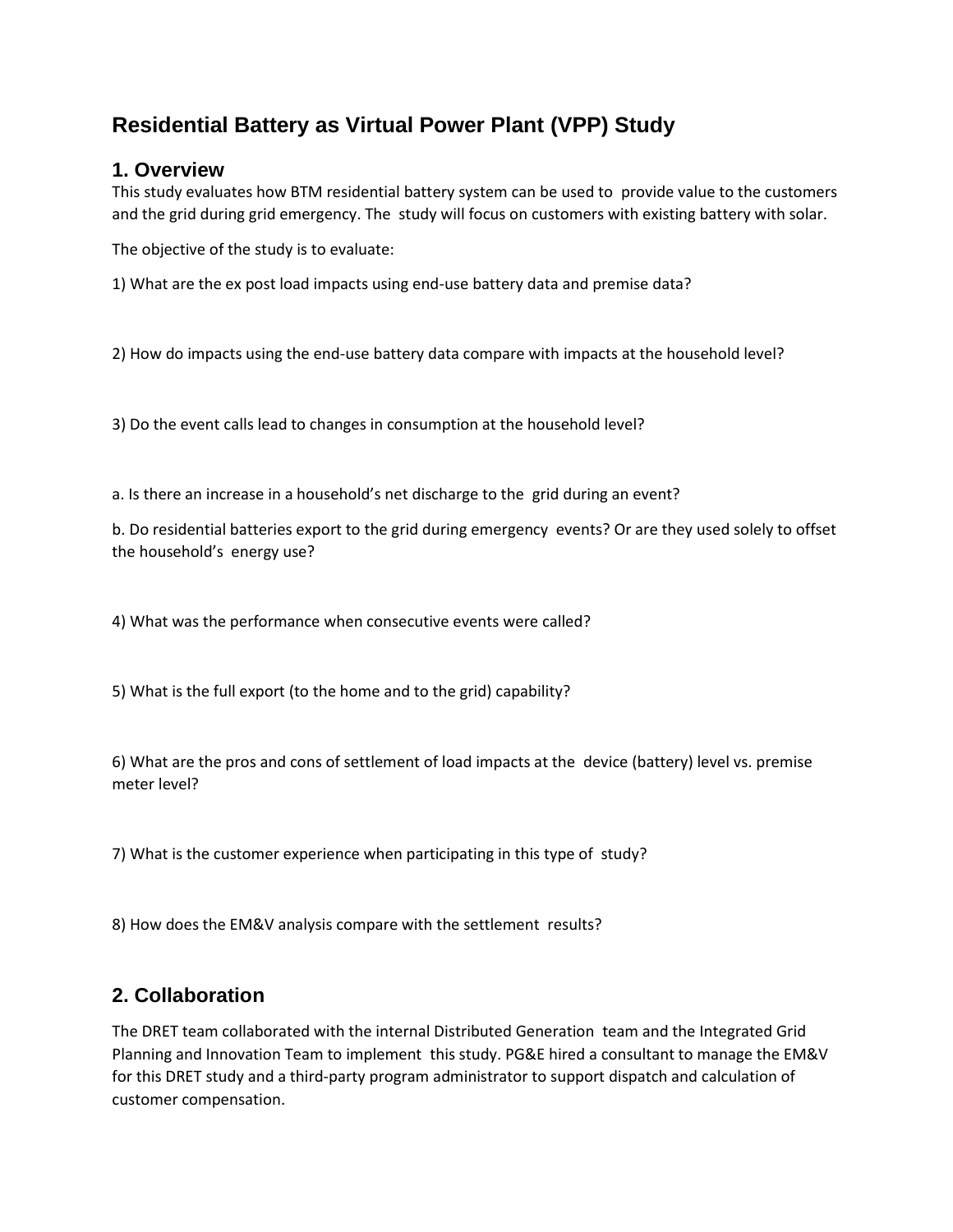# Residential Battery as Virtual Power Plant (VPP) Study

## 1. Overview

This study evaluates how BTM residential battery system can be used to provide value to the customers and the grid during grid emergency. The study will focus on customers with existing battery with solar.

The objective of the study is to evaluate:

1) What are the ex post load impacts using end-use battery data and premise data?

2) How do impacts using the end-use battery data compare with impacts at the household level?

3) Do the event calls lead to changes in consumption at the household level?

a. Is there an increase in a household's net discharge to the grid during an event?

b. Do residential batteries export to the grid during emergency events? Or are they used solely to offset the household's energy use?

4) What was the performance when consecutive events were called?

5) What is the full export (to the home and to the grid) capability?

6) What are the pros and cons of settlement of load impacts at the device (battery) level vs. premise meter level?

7) What is the customer experience when participating in this type of study?

8) How does the EM&V analysis compare with the settlement results?

## 2. Collaboration

The DRET team collaborated with the internal Distributed Generation team and the Integrated Grid Planning and Innovation Team to implement this study. PG&E hired a consultant to manage the EM&V for this DRET study and a third-party program administrator to support dispatch and calculation of customer compensation.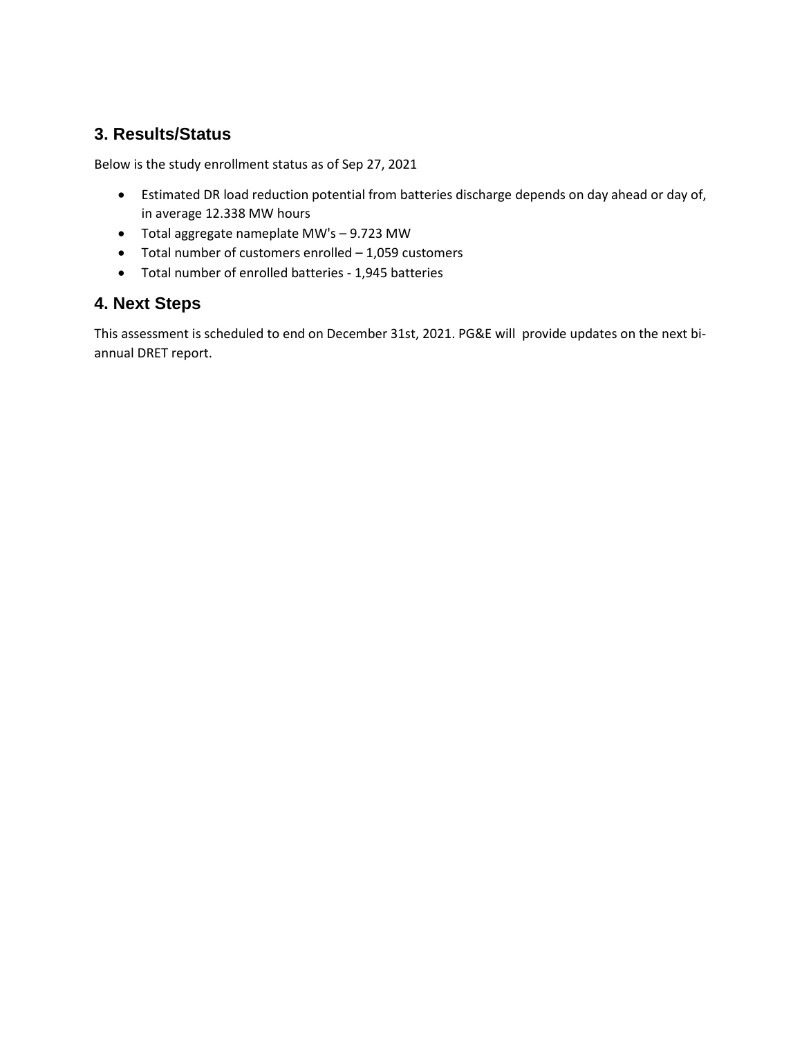## 3. Results/Status

Below is the study enrollment status as of Sep 27, 2021

- Estimated DR load reduction potential from batteries discharge depends on day ahead or day of, in average 12.338 MW hours
- Total aggregate nameplate MW's – 9.723 MW
- Total number of customers enrolled – 1,059 customers
- Total number of enrolled batteries - 1,945 batteries

## 4. Next Steps

This assessment is scheduled to end on December 31st, 2021. PG&E will provide updates on the next bi-annual DRET report.